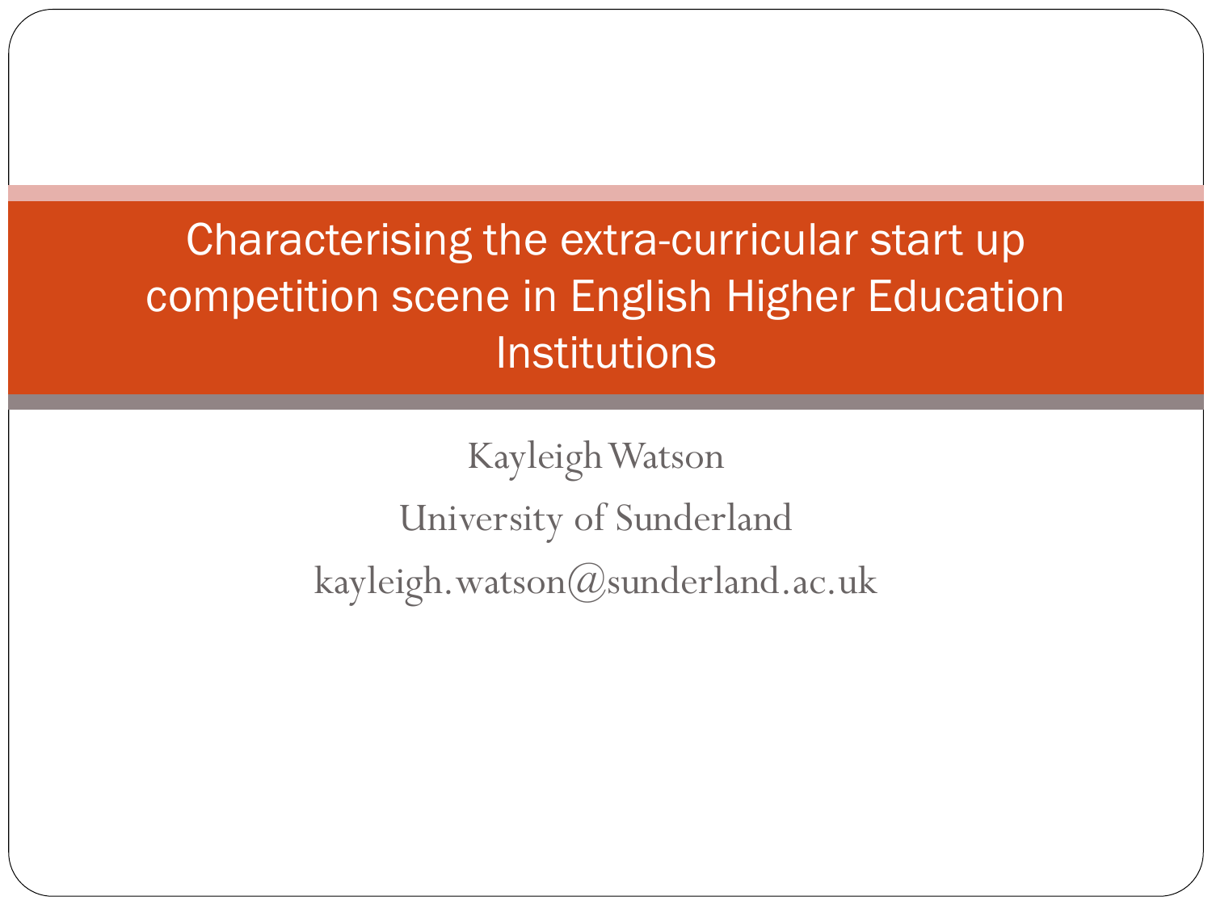# Characterising the extra-curricular start up competition scene in English Higher Education Institutions

Kayleigh Watson

University of Sunderland

kayleigh.watson@sunderland.ac.uk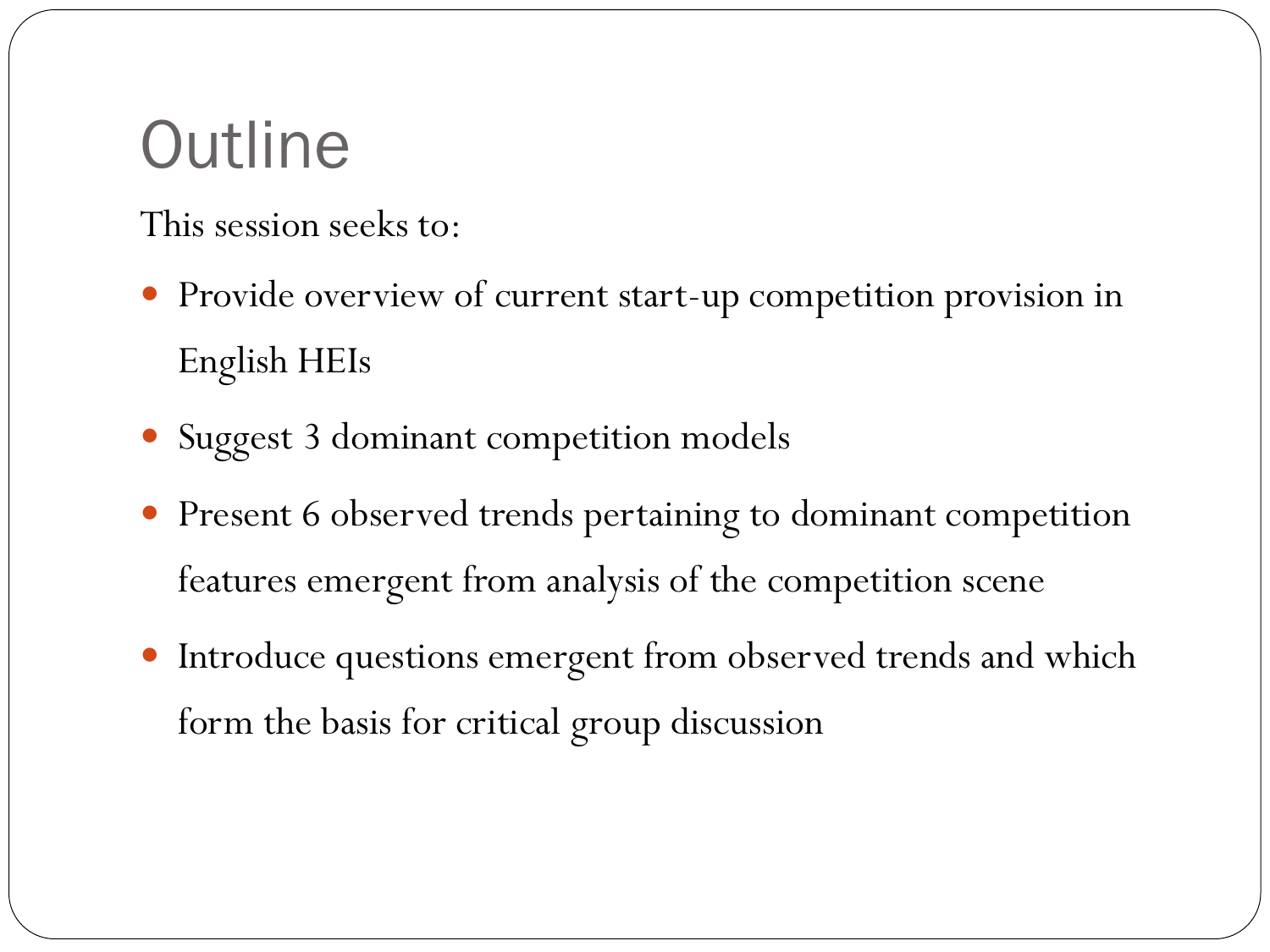# Outline

This session seeks to:

- Provide overview of current start-up competition provision in English HEIs
- Suggest 3 dominant competition models
- Present 6 observed trends pertaining to dominant competition features emergent from analysis of the competition scene
- Introduce questions emergent from observed trends and which form the basis for critical group discussion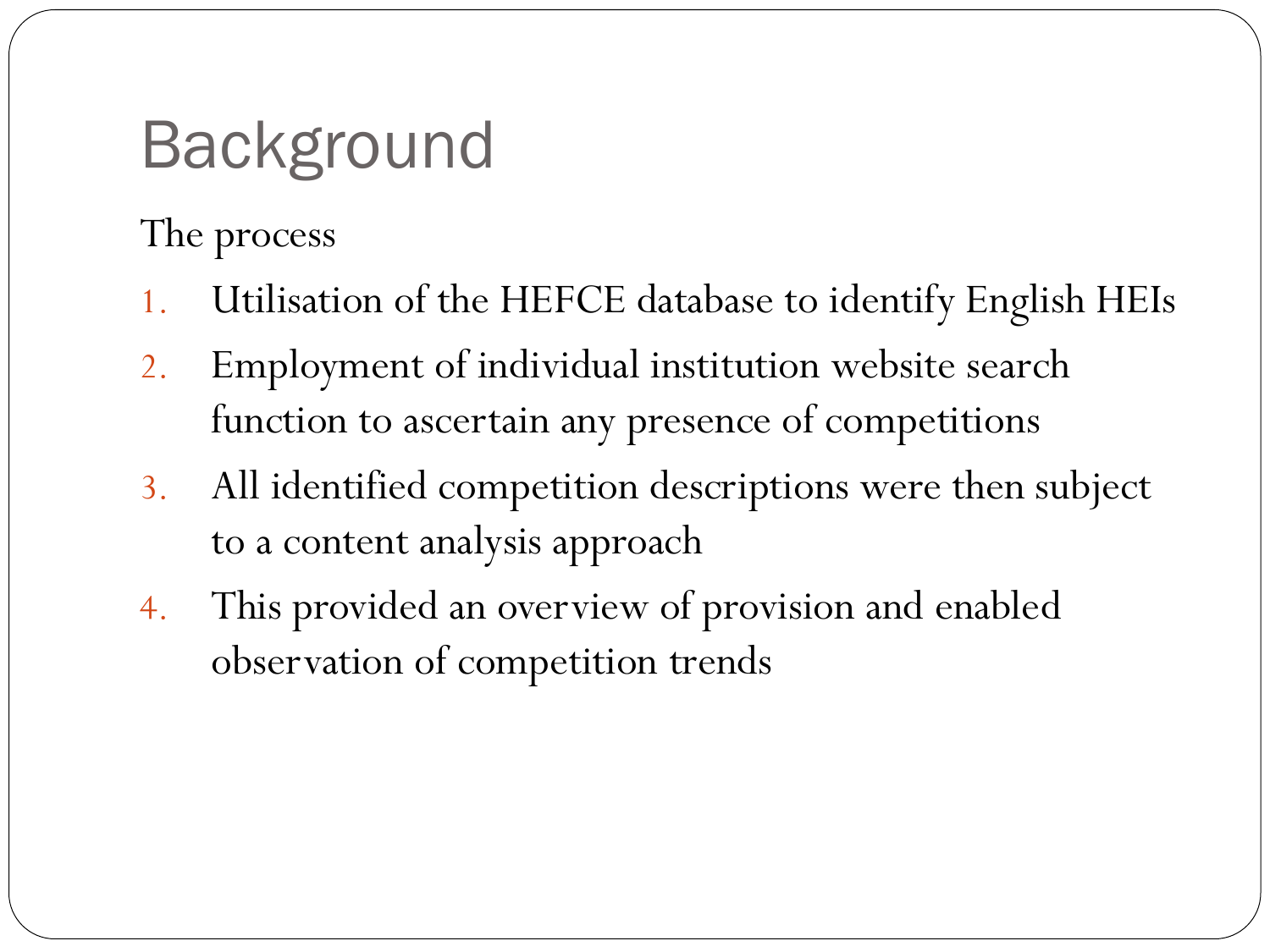# Background

The process

1. Utilisation of the HEFCE database to identify English HEIs
2. Employment of individual institution website search function to ascertain any presence of competitions
3. All identified competition descriptions were then subject to a content analysis approach
4. This provided an overview of provision and enabled observation of competition trends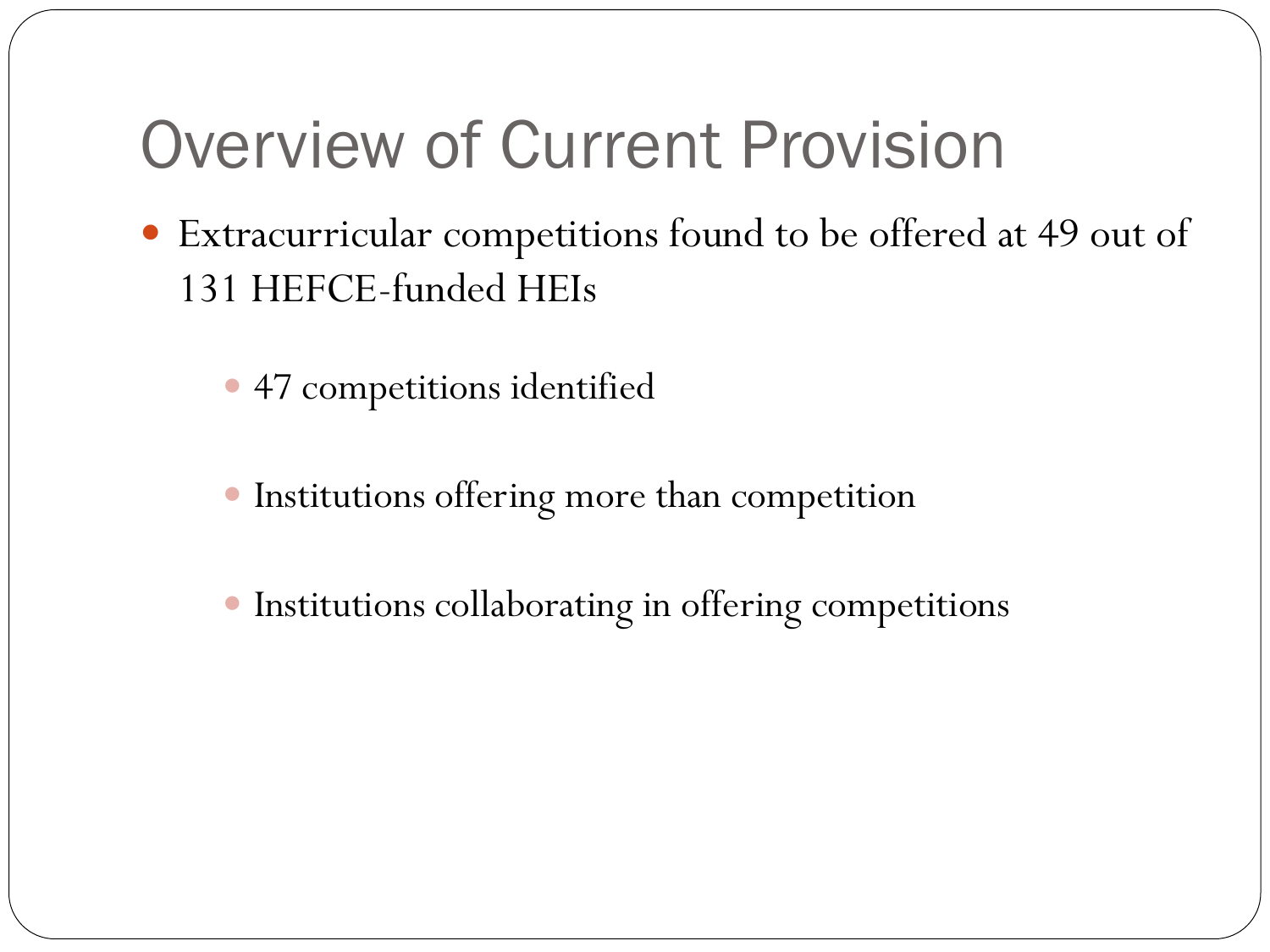# Overview of Current Provision

- Extracurricular competitions found to be offered at 49 out of 131 HEFCE-funded HEIs
  - 47 competitions identified
  - Institutions offering more than competition
  - Institutions collaborating in offering competitions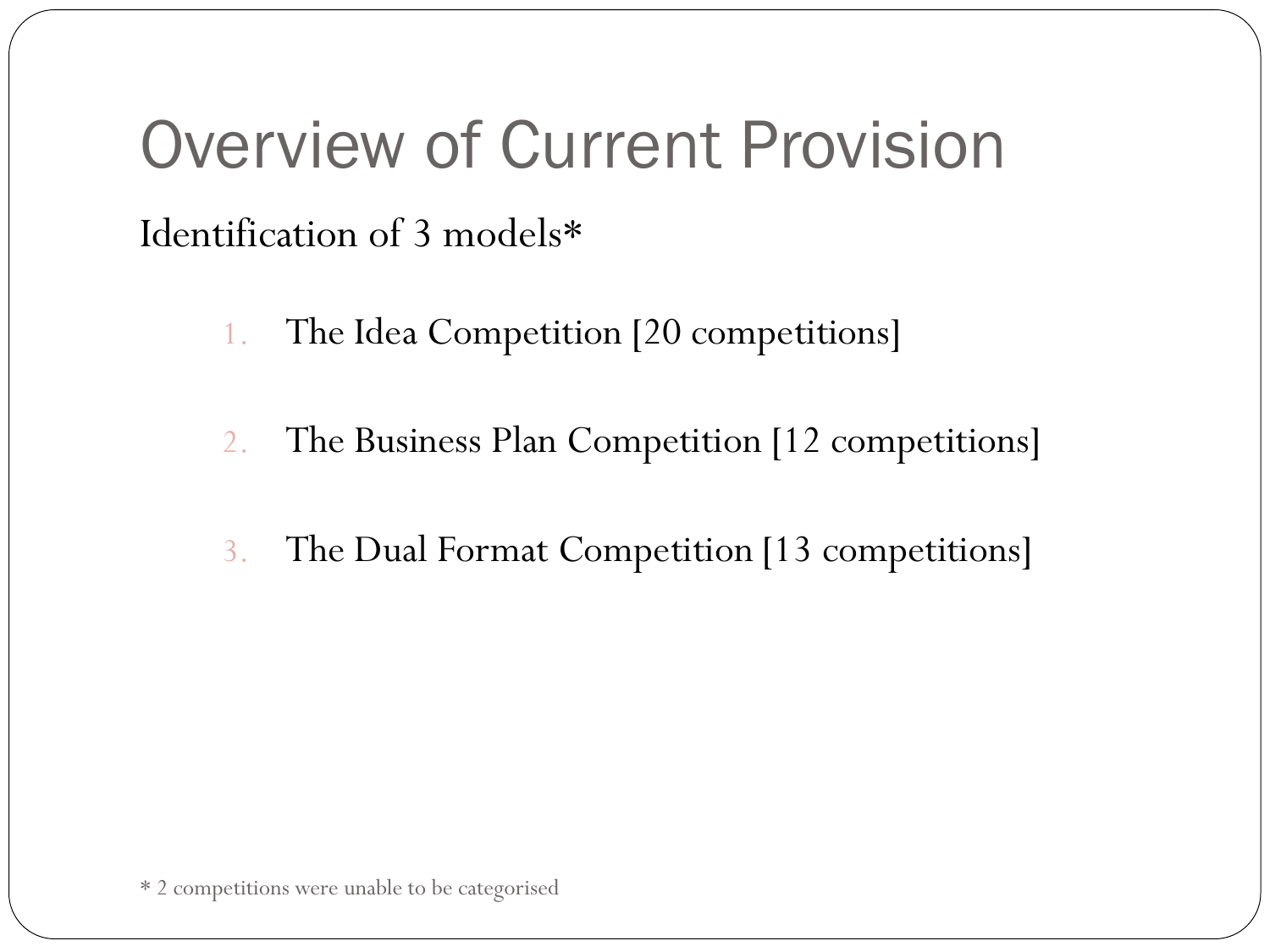# Overview of Current Provision

Identification of 3 models*

1. The Idea Competition [20 competitions]
2. The Business Plan Competition [12 competitions]
3. The Dual Format Competition [13 competitions]

* 2 competitions were unable to be categorised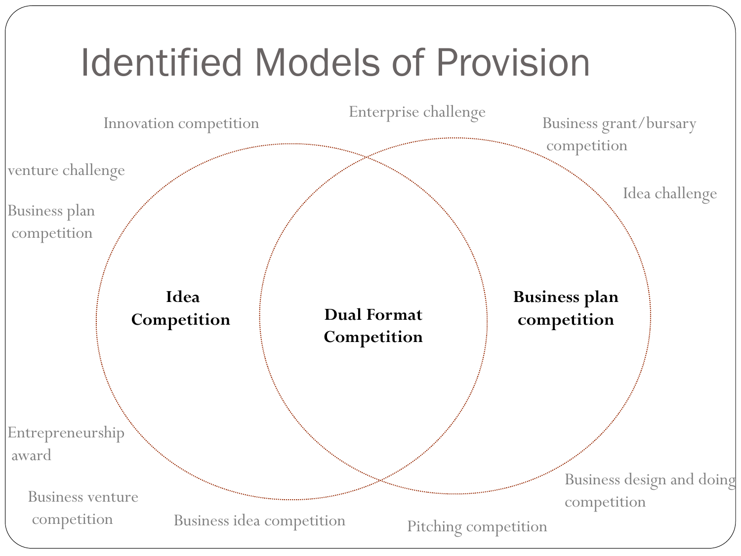# Identified Models of Provision

Innovation competition

Enterprise challenge

Business grant/bursary competition

venture challenge

Idea challenge

Business plan competition

**Idea Competition**

**Dual Format Competition**

**Business plan competition**

Entrepreneurship award

Business design and doing competition

Business venture competition

Business idea competition

Pitching competition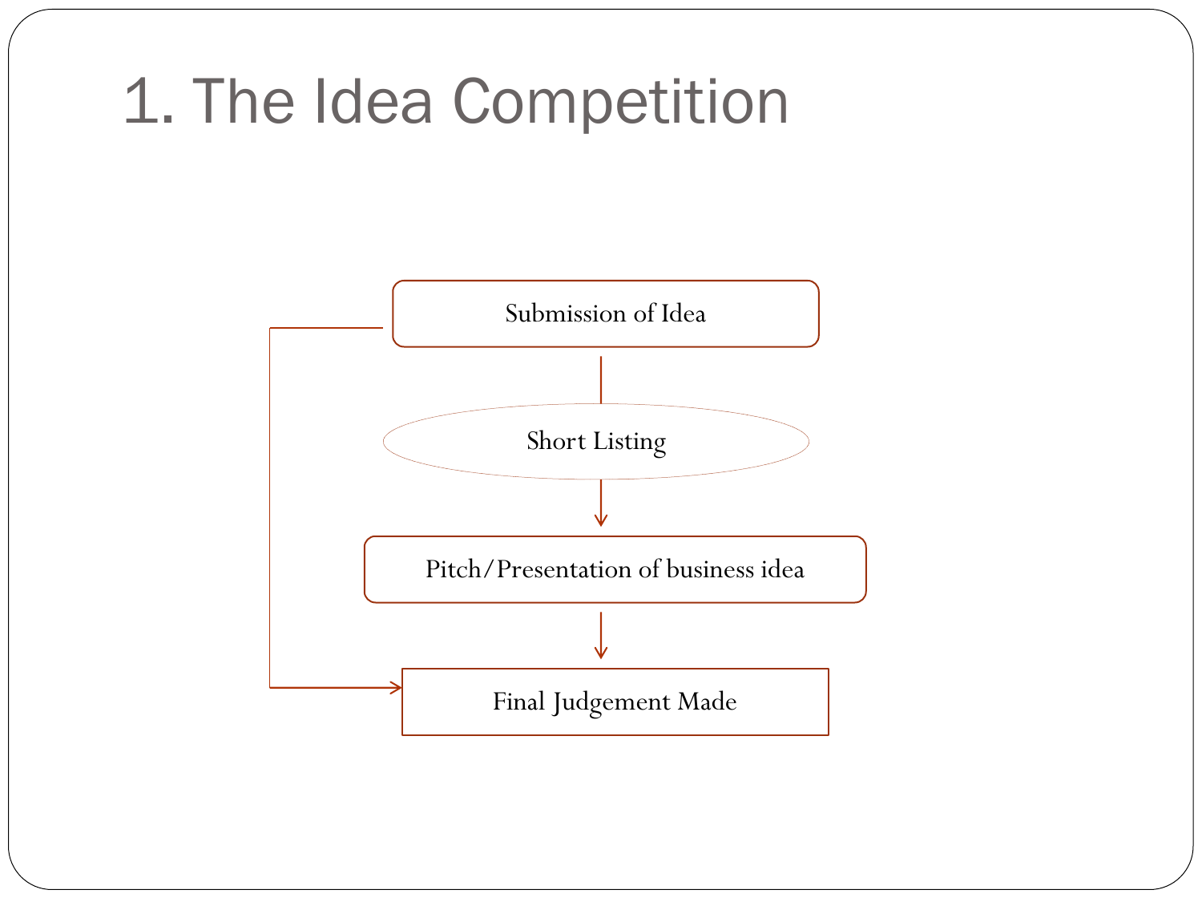# 1. The Idea Competition

Submission of Idea

Short Listing

Pitch/Presentation of business idea

Final Judgement Made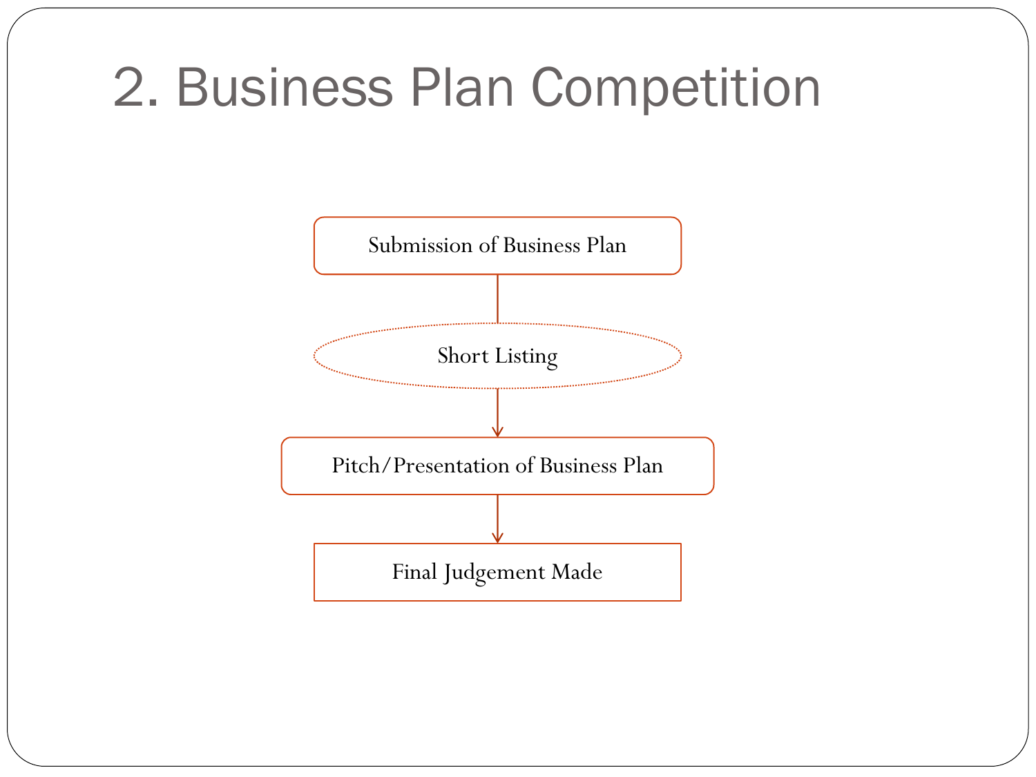# 2. Business Plan Competition

Submission of Business Plan

Short Listing

Pitch/Presentation of Business Plan

Final Judgement Made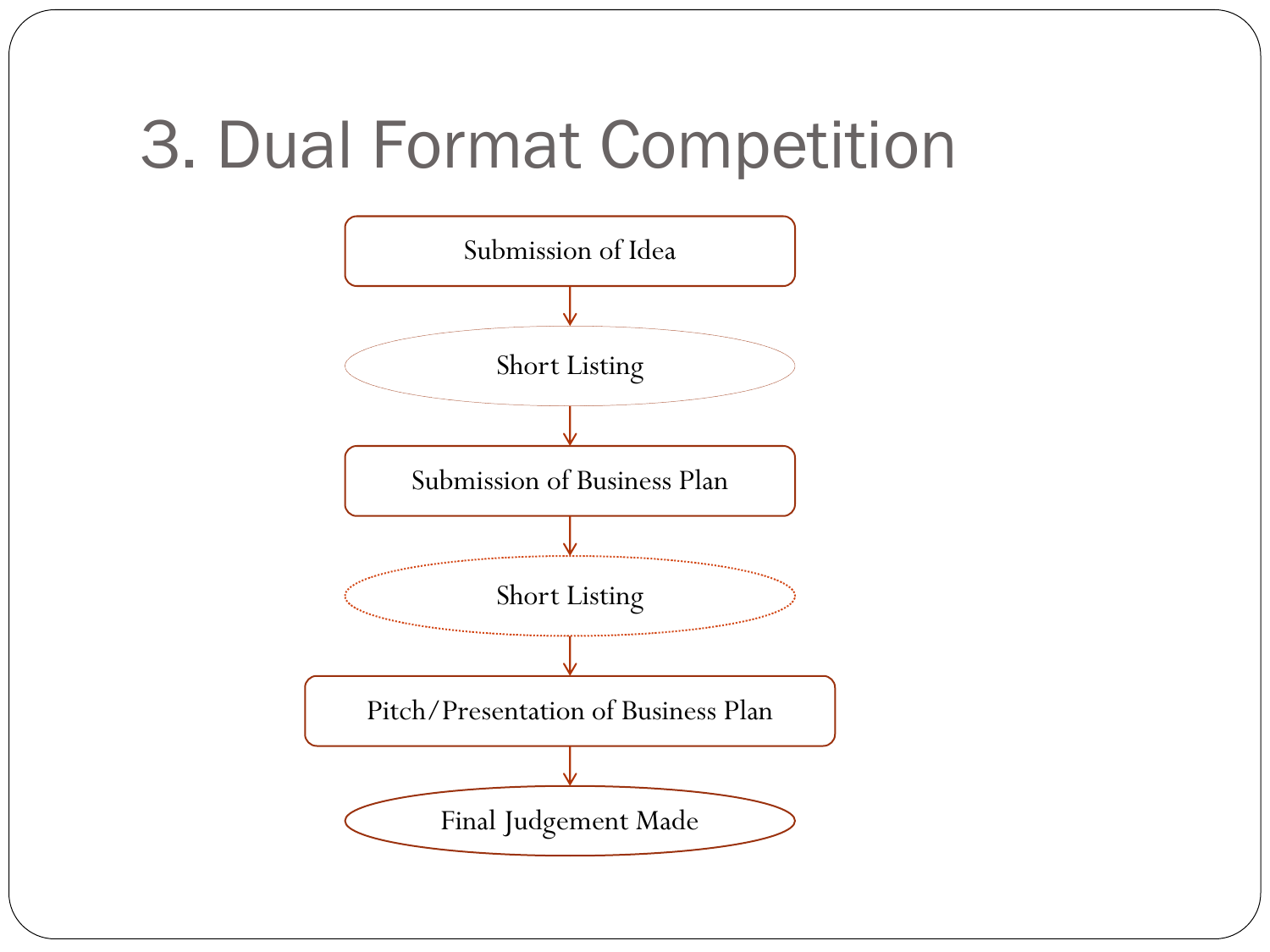# 3. Dual Format Competition

- Submission of Idea
- ↓
- Short Listing
- ↓
- Submission of Business Plan
- ↓
- Short Listing
- ↓
- Pitch/Presentation of Business Plan
- ↓
- Final Judgement Made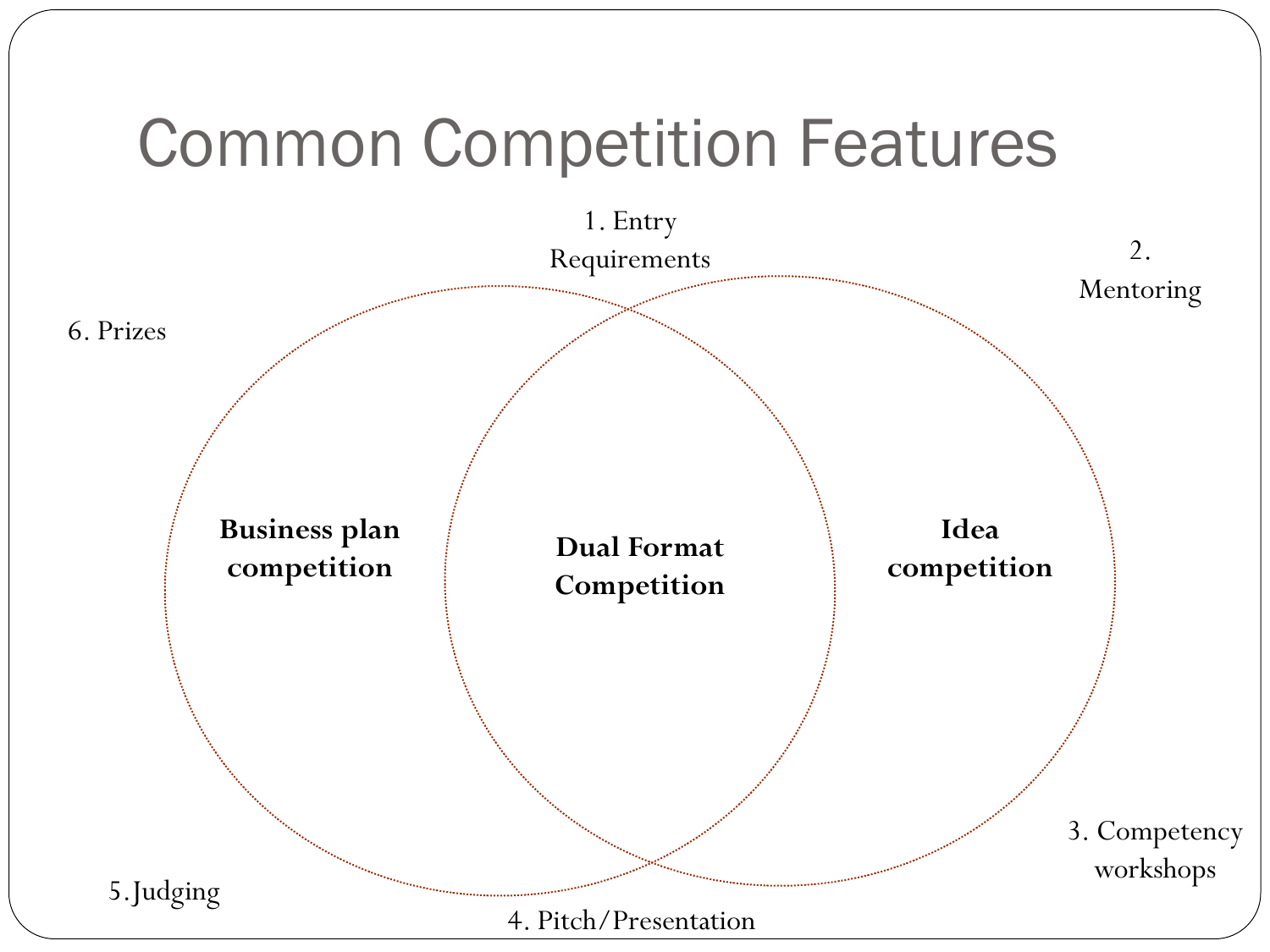# Common Competition Features

1. Entry Requirements

2. Mentoring

3. Competency workshops

4. Pitch/Presentation

5. Judging

6. Prizes

**Business plan competition**

**Dual Format Competition**

**Idea competition**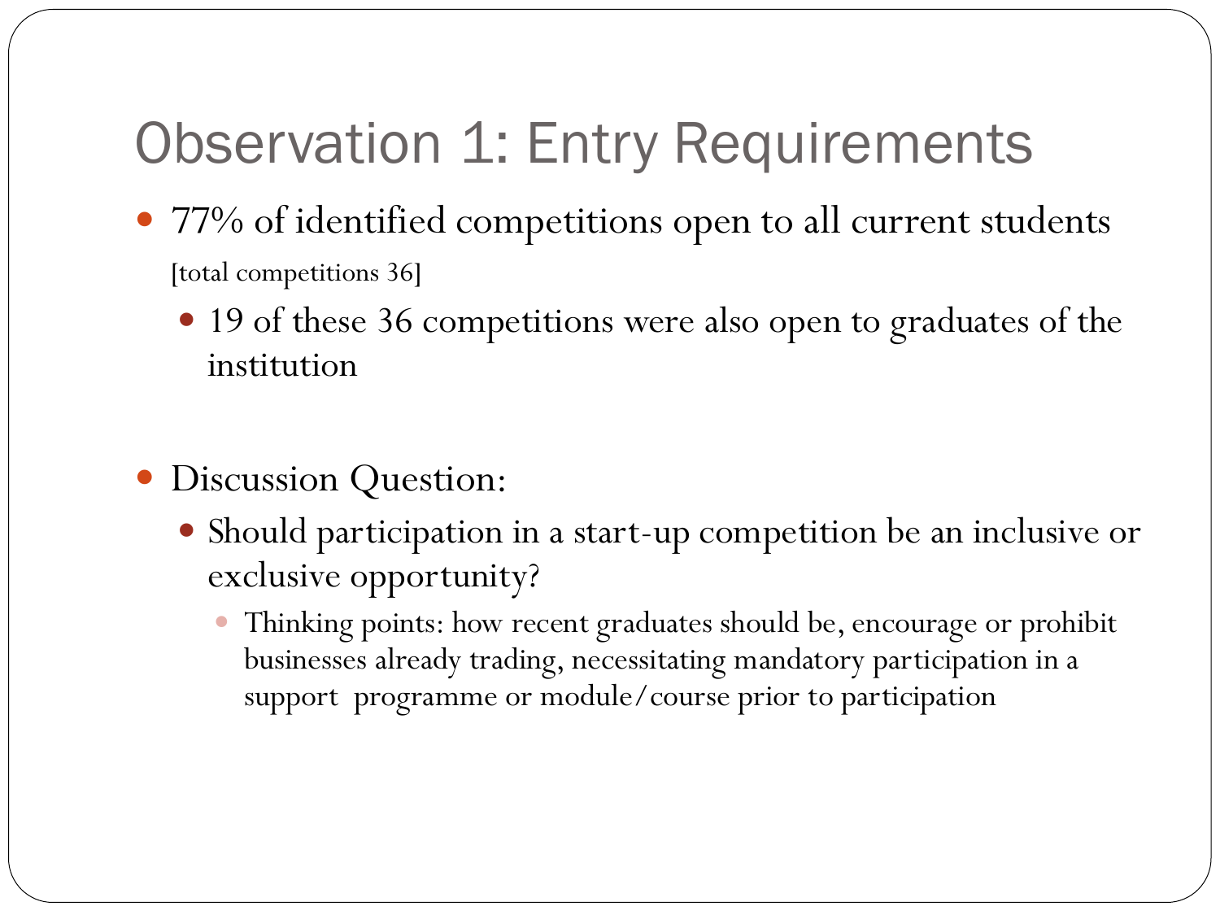# Observation 1: Entry Requirements

- 77% of identified competitions open to all current students [total competitions 36]
  - 19 of these 36 competitions were also open to graduates of the institution

- Discussion Question:
  - Should participation in a start-up competition be an inclusive or exclusive opportunity?
    - Thinking points: how recent graduates should be, encourage or prohibit businesses already trading, necessitating mandatory participation in a support programme or module/course prior to participation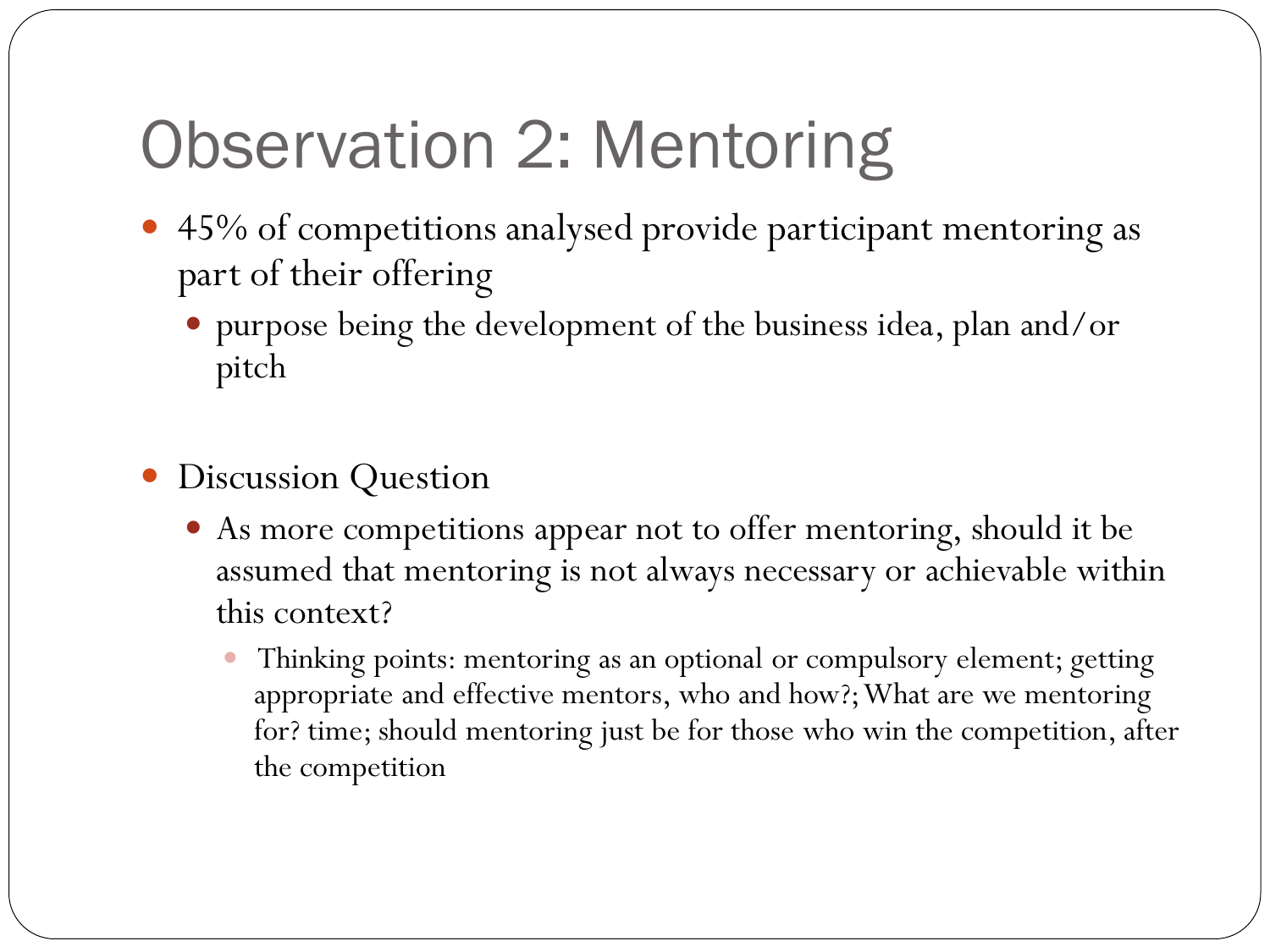# Observation 2: Mentoring

- 45% of competitions analysed provide participant mentoring as part of their offering
  - purpose being the development of the business idea, plan and/or pitch

- Discussion Question
  - As more competitions appear not to offer mentoring, should it be assumed that mentoring is not always necessary or achievable within this context?
    - Thinking points: mentoring as an optional or compulsory element; getting appropriate and effective mentors, who and how?; What are we mentoring for? time; should mentoring just be for those who win the competition, after the competition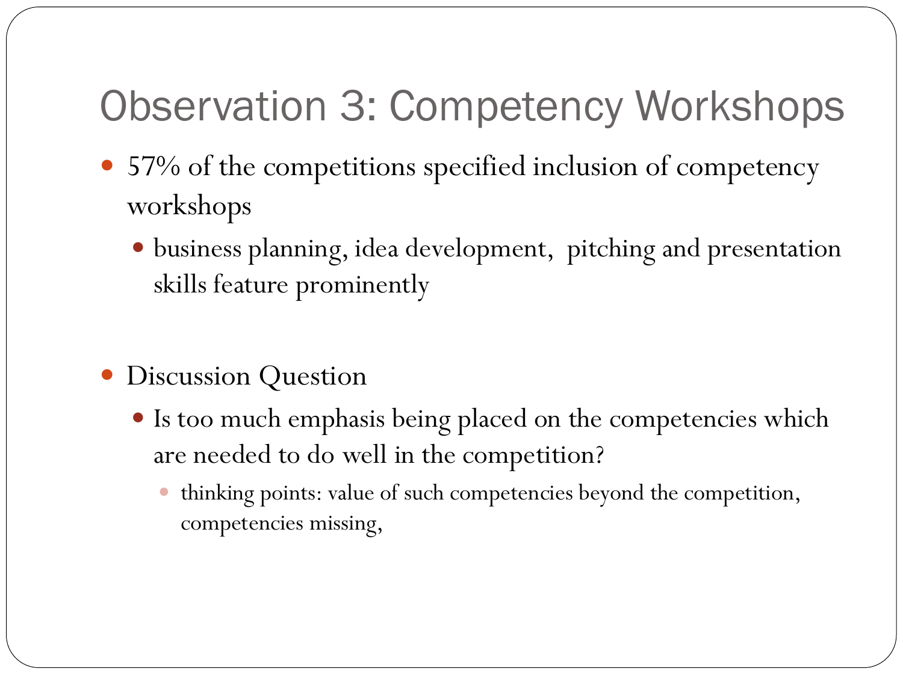# Observation 3: Competency Workshops

- 57% of the competitions specified inclusion of competency workshops
  - business planning, idea development, pitching and presentation skills feature prominently

- Discussion Question
  - Is too much emphasis being placed on the competencies which are needed to do well in the competition?
    - thinking points: value of such competencies beyond the competition, competencies missing,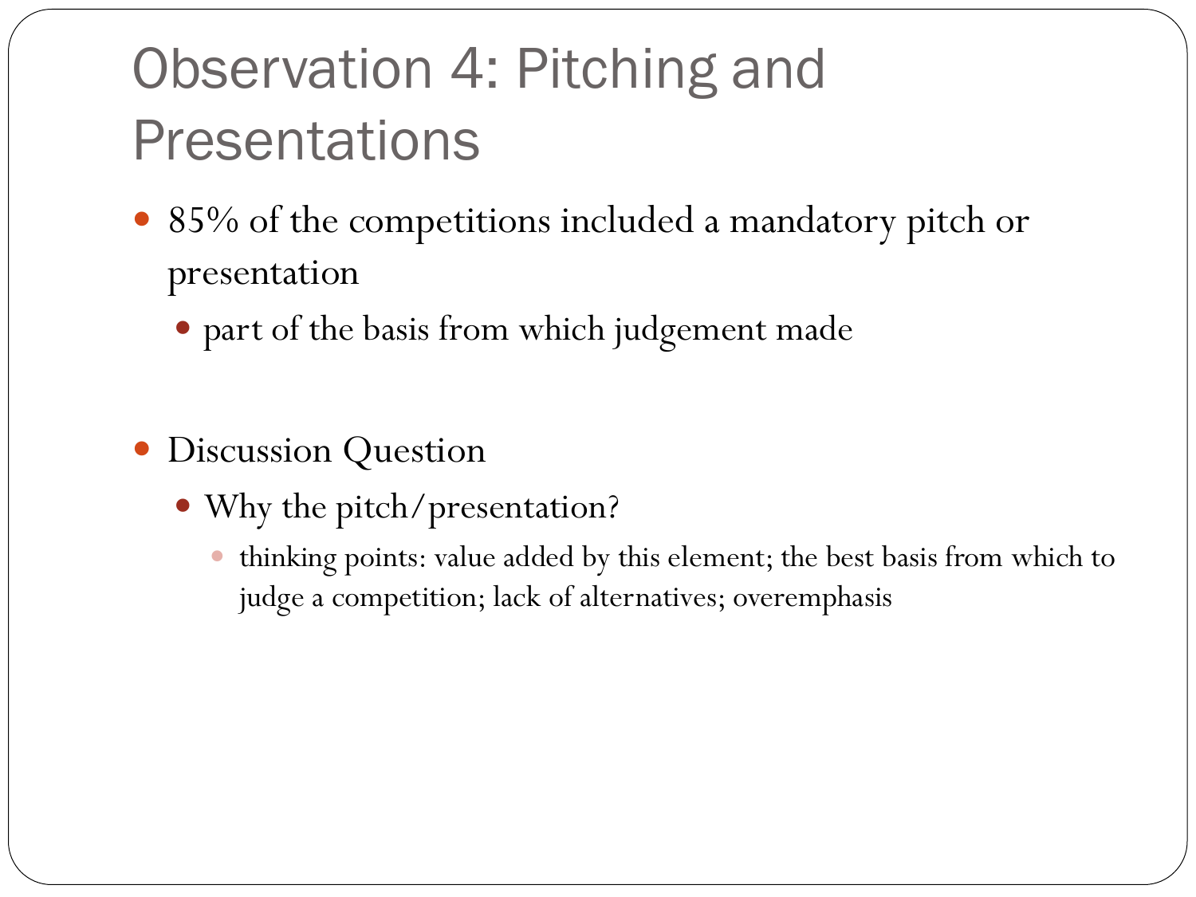# Observation 4: Pitching and Presentations

- 85% of the competitions included a mandatory pitch or presentation
  - part of the basis from which judgement made

- Discussion Question
  - Why the pitch/presentation?
    - thinking points: value added by this element; the best basis from which to judge a competition; lack of alternatives; overemphasis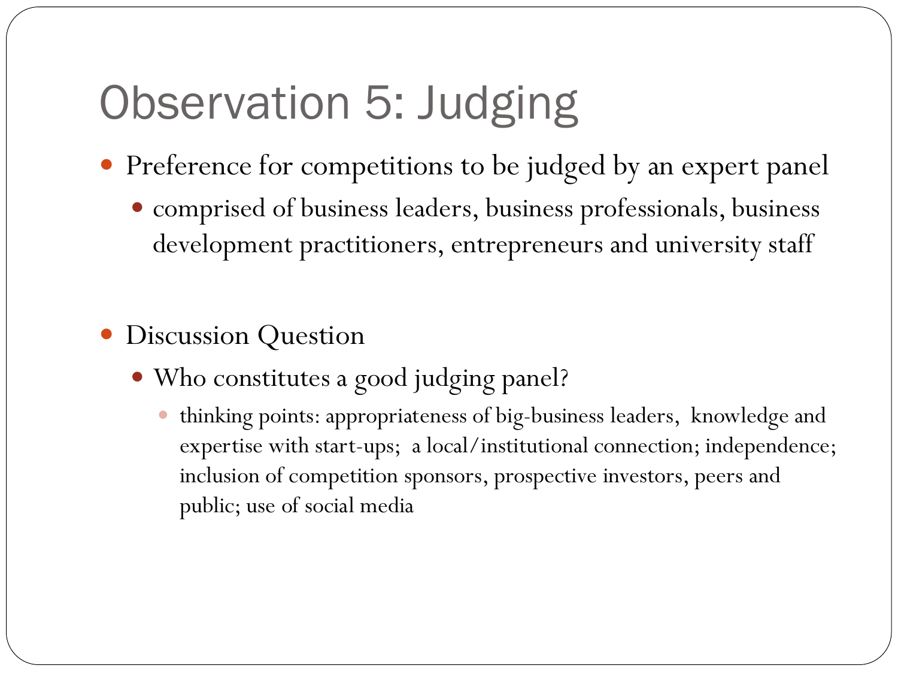# Observation 5: Judging

- Preference for competitions to be judged by an expert panel
  - comprised of business leaders, business professionals, business development practitioners, entrepreneurs and university staff

- Discussion Question
  - Who constitutes a good judging panel?
    - thinking points: appropriateness of big-business leaders, knowledge and expertise with start-ups; a local/institutional connection; independence; inclusion of competition sponsors, prospective investors, peers and public; use of social media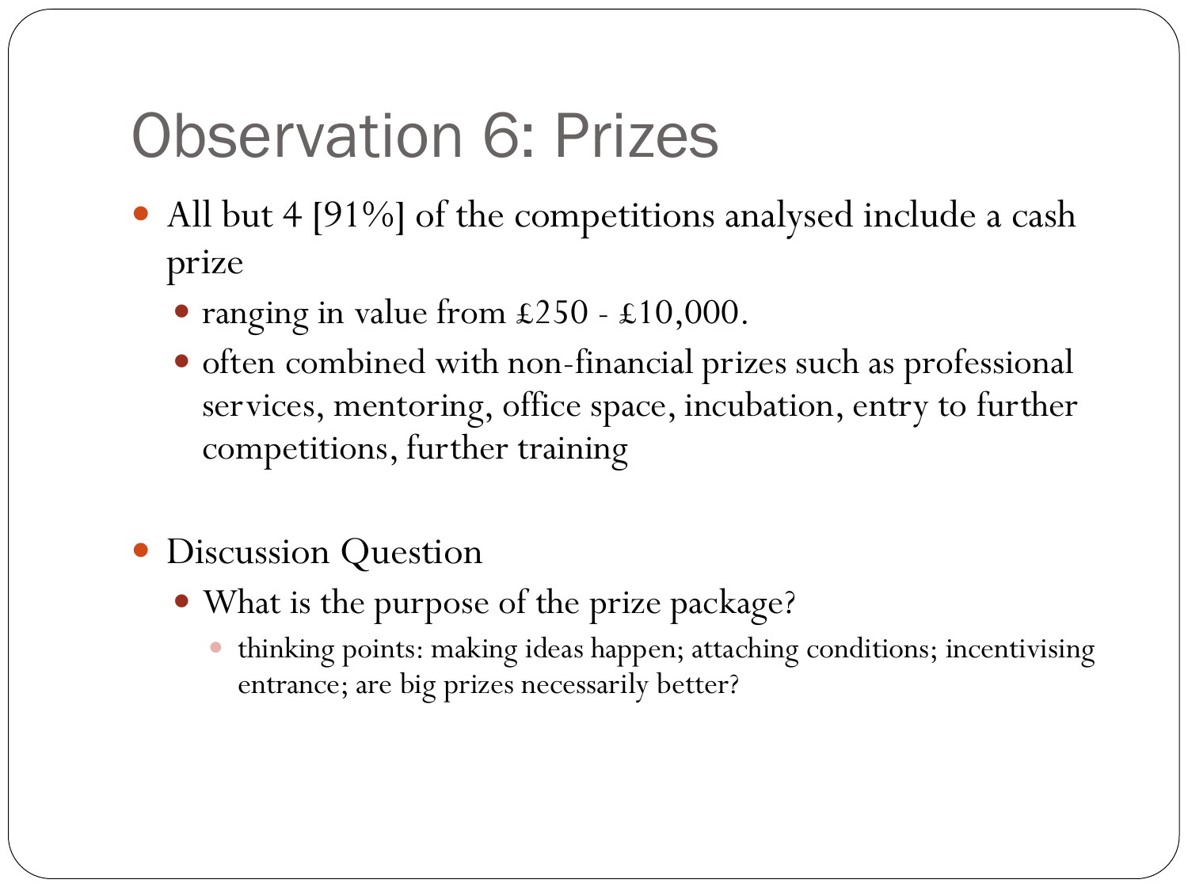# Observation 6: Prizes

- All but 4 [91%] of the competitions analysed include a cash prize
  - ranging in value from £250 - £10,000.
  - often combined with non-financial prizes such as professional services, mentoring, office space, incubation, entry to further competitions, further training

- Discussion Question
  - What is the purpose of the prize package?
    - thinking points: making ideas happen; attaching conditions; incentivising entrance; are big prizes necessarily better?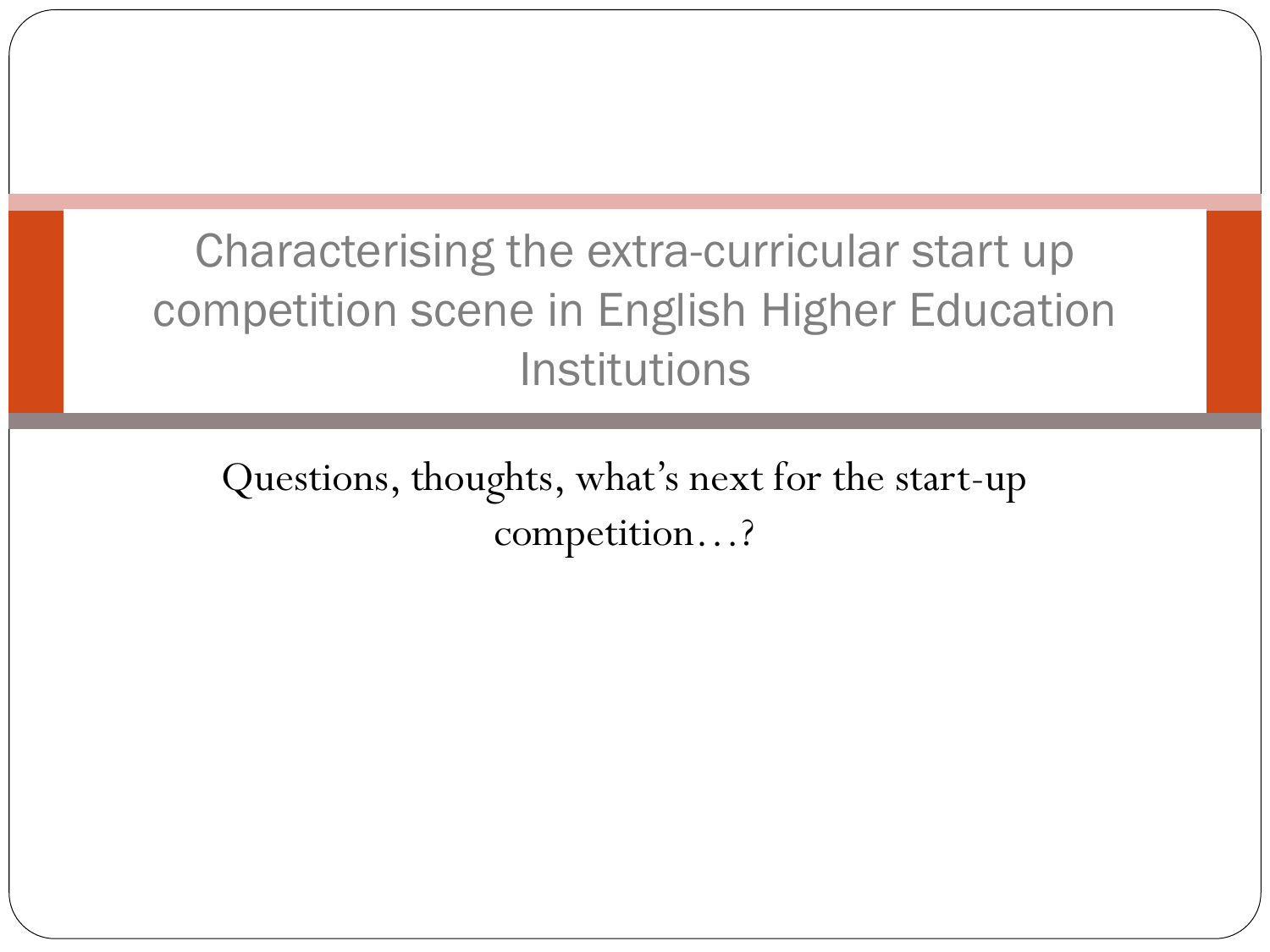# Characterising the extra-curricular start up competition scene in English Higher Education Institutions

Questions, thoughts, what's next for the start-up competition…?